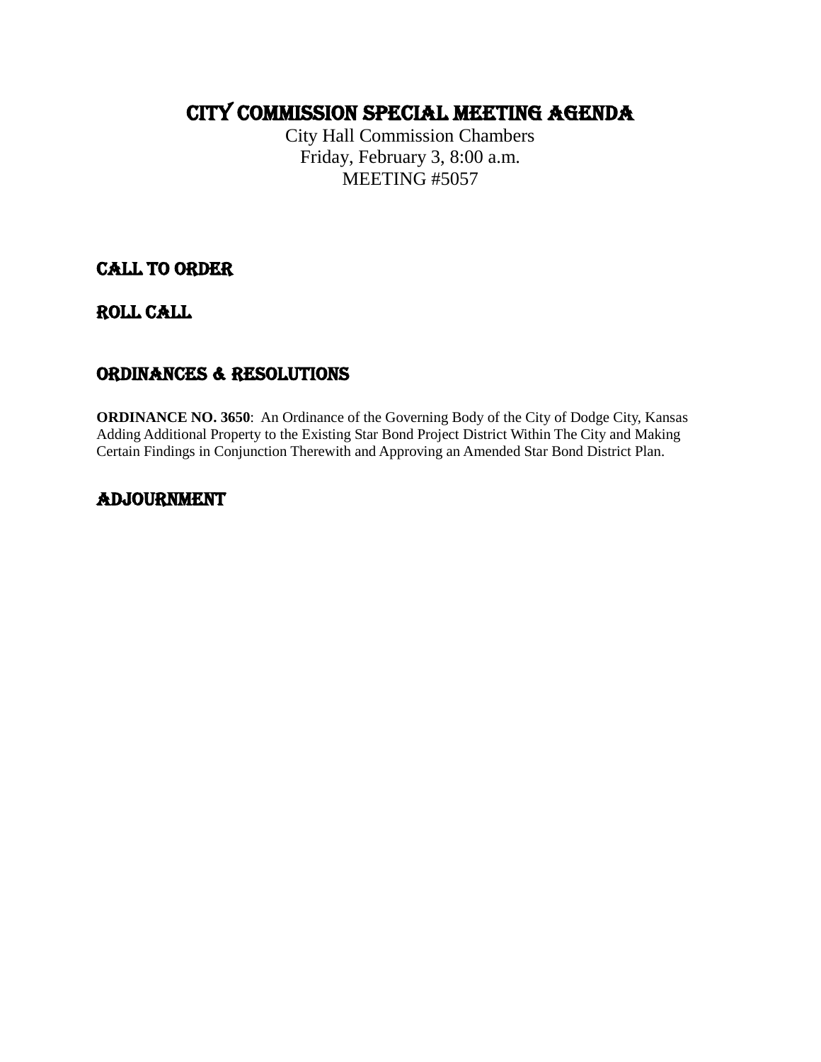# CITY COMMISSION SPECIAL MEETING AGENDA

City Hall Commission Chambers
Friday, February 3, 8:00 a.m.
MEETING #5057

## CALL TO ORDER

## ROLL CALL

## ORDINANCES & RESOLUTIONS

**ORDINANCE NO. 3650**: An Ordinance of the Governing Body of the City of Dodge City, Kansas Adding Additional Property to the Existing Star Bond Project District Within The City and Making Certain Findings in Conjunction Therewith and Approving an Amended Star Bond District Plan.

## ADJOURNMENT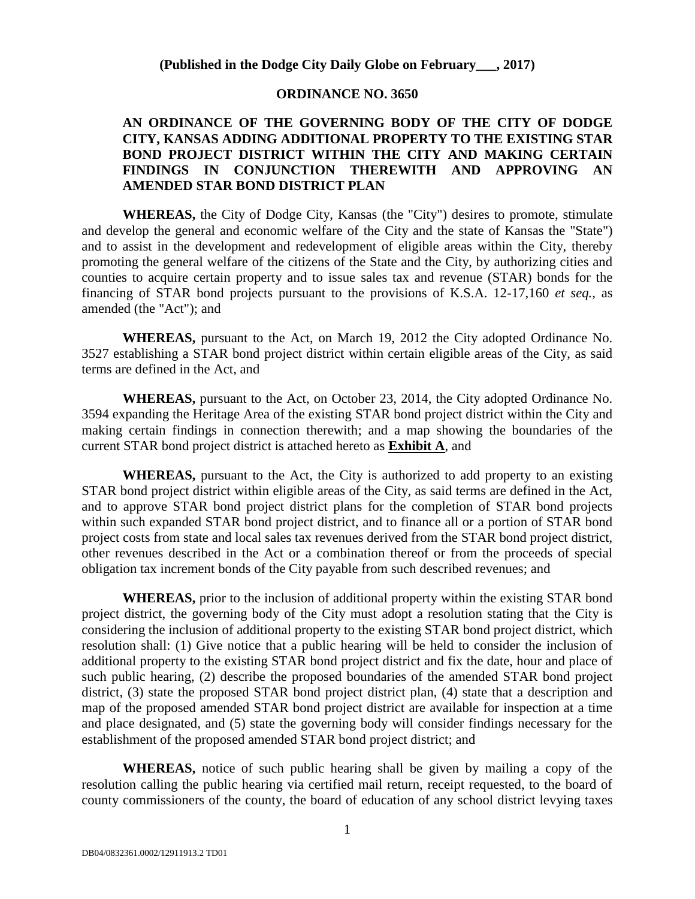(Published in the Dodge City Daily Globe on February___, 2017)

**ORDINANCE NO. 3650**

**AN ORDINANCE OF THE GOVERNING BODY OF THE CITY OF DODGE CITY, KANSAS ADDING ADDITIONAL PROPERTY TO THE EXISTING STAR BOND PROJECT DISTRICT WITHIN THE CITY AND MAKING CERTAIN FINDINGS IN CONJUNCTION THEREWITH AND APPROVING AN AMENDED STAR BOND DISTRICT PLAN**

**WHEREAS,** the City of Dodge City, Kansas (the "City") desires to promote, stimulate and develop the general and economic welfare of the City and the state of Kansas the "State") and to assist in the development and redevelopment of eligible areas within the City, thereby promoting the general welfare of the citizens of the State and the City, by authorizing cities and counties to acquire certain property and to issue sales tax and revenue (STAR) bonds for the financing of STAR bond projects pursuant to the provisions of K.S.A. 12-17,160 *et seq.,* as amended (the "Act"); and

**WHEREAS,** pursuant to the Act, on March 19, 2012 the City adopted Ordinance No. 3527 establishing a STAR bond project district within certain eligible areas of the City, as said terms are defined in the Act, and

**WHEREAS,** pursuant to the Act, on October 23, 2014, the City adopted Ordinance No. 3594 expanding the Heritage Area of the existing STAR bond project district within the City and making certain findings in connection therewith; and a map showing the boundaries of the current STAR bond project district is attached hereto as **Exhibit A**, and

**WHEREAS,** pursuant to the Act, the City is authorized to add property to an existing STAR bond project district within eligible areas of the City, as said terms are defined in the Act, and to approve STAR bond project district plans for the completion of STAR bond projects within such expanded STAR bond project district, and to finance all or a portion of STAR bond project costs from state and local sales tax revenues derived from the STAR bond project district, other revenues described in the Act or a combination thereof or from the proceeds of special obligation tax increment bonds of the City payable from such described revenues; and

**WHEREAS,** prior to the inclusion of additional property within the existing STAR bond project district, the governing body of the City must adopt a resolution stating that the City is considering the inclusion of additional property to the existing STAR bond project district, which resolution shall: (1) Give notice that a public hearing will be held to consider the inclusion of additional property to the existing STAR bond project district and fix the date, hour and place of such public hearing, (2) describe the proposed boundaries of the amended STAR bond project district, (3) state the proposed STAR bond project district plan, (4) state that a description and map of the proposed amended STAR bond project district are available for inspection at a time and place designated, and (5) state the governing body will consider findings necessary for the establishment of the proposed amended STAR bond project district; and

**WHEREAS,** notice of such public hearing shall be given by mailing a copy of the resolution calling the public hearing via certified mail return, receipt requested, to the board of county commissioners of the county, the board of education of any school district levying taxes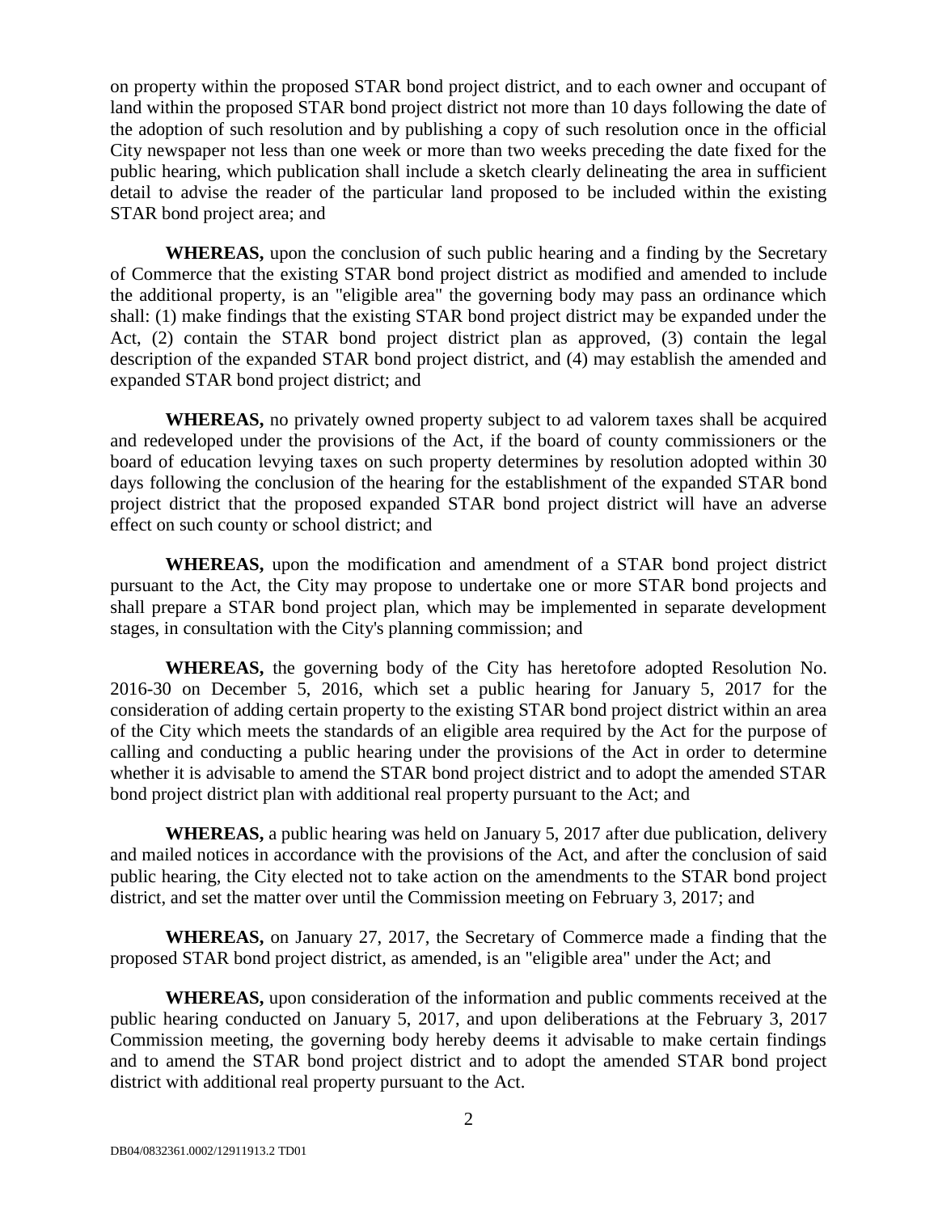on property within the proposed STAR bond project district, and to each owner and occupant of land within the proposed STAR bond project district not more than 10 days following the date of the adoption of such resolution and by publishing a copy of such resolution once in the official City newspaper not less than one week or more than two weeks preceding the date fixed for the public hearing, which publication shall include a sketch clearly delineating the area in sufficient detail to advise the reader of the particular land proposed to be included within the existing STAR bond project area; and

**WHEREAS,** upon the conclusion of such public hearing and a finding by the Secretary of Commerce that the existing STAR bond project district as modified and amended to include the additional property, is an "eligible area" the governing body may pass an ordinance which shall: (1) make findings that the existing STAR bond project district may be expanded under the Act, (2) contain the STAR bond project district plan as approved, (3) contain the legal description of the expanded STAR bond project district, and (4) may establish the amended and expanded STAR bond project district; and

**WHEREAS,** no privately owned property subject to ad valorem taxes shall be acquired and redeveloped under the provisions of the Act, if the board of county commissioners or the board of education levying taxes on such property determines by resolution adopted within 30 days following the conclusion of the hearing for the establishment of the expanded STAR bond project district that the proposed expanded STAR bond project district will have an adverse effect on such county or school district; and

**WHEREAS,** upon the modification and amendment of a STAR bond project district pursuant to the Act, the City may propose to undertake one or more STAR bond projects and shall prepare a STAR bond project plan, which may be implemented in separate development stages, in consultation with the City's planning commission; and

**WHEREAS,** the governing body of the City has heretofore adopted Resolution No. 2016-30 on December 5, 2016, which set a public hearing for January 5, 2017 for the consideration of adding certain property to the existing STAR bond project district within an area of the City which meets the standards of an eligible area required by the Act for the purpose of calling and conducting a public hearing under the provisions of the Act in order to determine whether it is advisable to amend the STAR bond project district and to adopt the amended STAR bond project district plan with additional real property pursuant to the Act; and

**WHEREAS,** a public hearing was held on January 5, 2017 after due publication, delivery and mailed notices in accordance with the provisions of the Act, and after the conclusion of said public hearing, the City elected not to take action on the amendments to the STAR bond project district, and set the matter over until the Commission meeting on February 3, 2017; and

**WHEREAS,** on January 27, 2017, the Secretary of Commerce made a finding that the proposed STAR bond project district, as amended, is an "eligible area" under the Act; and

**WHEREAS,** upon consideration of the information and public comments received at the public hearing conducted on January 5, 2017, and upon deliberations at the February 3, 2017 Commission meeting, the governing body hereby deems it advisable to make certain findings and to amend the STAR bond project district and to adopt the amended STAR bond project district with additional real property pursuant to the Act.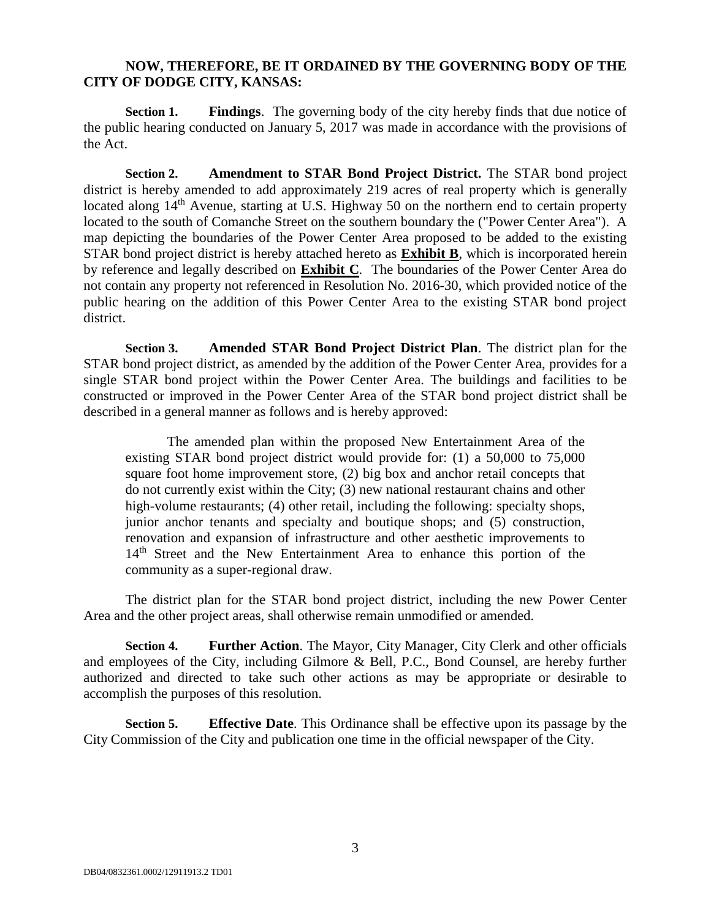**NOW, THEREFORE, BE IT ORDAINED BY THE GOVERNING BODY OF THE CITY OF DODGE CITY, KANSAS:**

**Section 1. Findings**. The governing body of the city hereby finds that due notice of the public hearing conducted on January 5, 2017 was made in accordance with the provisions of the Act.

**Section 2. Amendment to STAR Bond Project District.** The STAR bond project district is hereby amended to add approximately 219 acres of real property which is generally located along 14th Avenue, starting at U.S. Highway 50 on the northern end to certain property located to the south of Comanche Street on the southern boundary the ("Power Center Area"). A map depicting the boundaries of the Power Center Area proposed to be added to the existing STAR bond project district is hereby attached hereto as **Exhibit B**, which is incorporated herein by reference and legally described on **Exhibit C**. The boundaries of the Power Center Area do not contain any property not referenced in Resolution No. 2016-30, which provided notice of the public hearing on the addition of this Power Center Area to the existing STAR bond project district.

**Section 3. Amended STAR Bond Project District Plan**. The district plan for the STAR bond project district, as amended by the addition of the Power Center Area, provides for a single STAR bond project within the Power Center Area. The buildings and facilities to be constructed or improved in the Power Center Area of the STAR bond project district shall be described in a general manner as follows and is hereby approved:

> The amended plan within the proposed New Entertainment Area of the existing STAR bond project district would provide for: (1) a 50,000 to 75,000 square foot home improvement store, (2) big box and anchor retail concepts that do not currently exist within the City; (3) new national restaurant chains and other high-volume restaurants; (4) other retail, including the following: specialty shops, junior anchor tenants and specialty and boutique shops; and (5) construction, renovation and expansion of infrastructure and other aesthetic improvements to 14th Street and the New Entertainment Area to enhance this portion of the community as a super-regional draw.

The district plan for the STAR bond project district, including the new Power Center Area and the other project areas, shall otherwise remain unmodified or amended.

**Section 4. Further Action**. The Mayor, City Manager, City Clerk and other officials and employees of the City, including Gilmore & Bell, P.C., Bond Counsel, are hereby further authorized and directed to take such other actions as may be appropriate or desirable to accomplish the purposes of this resolution.

**Section 5. Effective Date**. This Ordinance shall be effective upon its passage by the City Commission of the City and publication one time in the official newspaper of the City.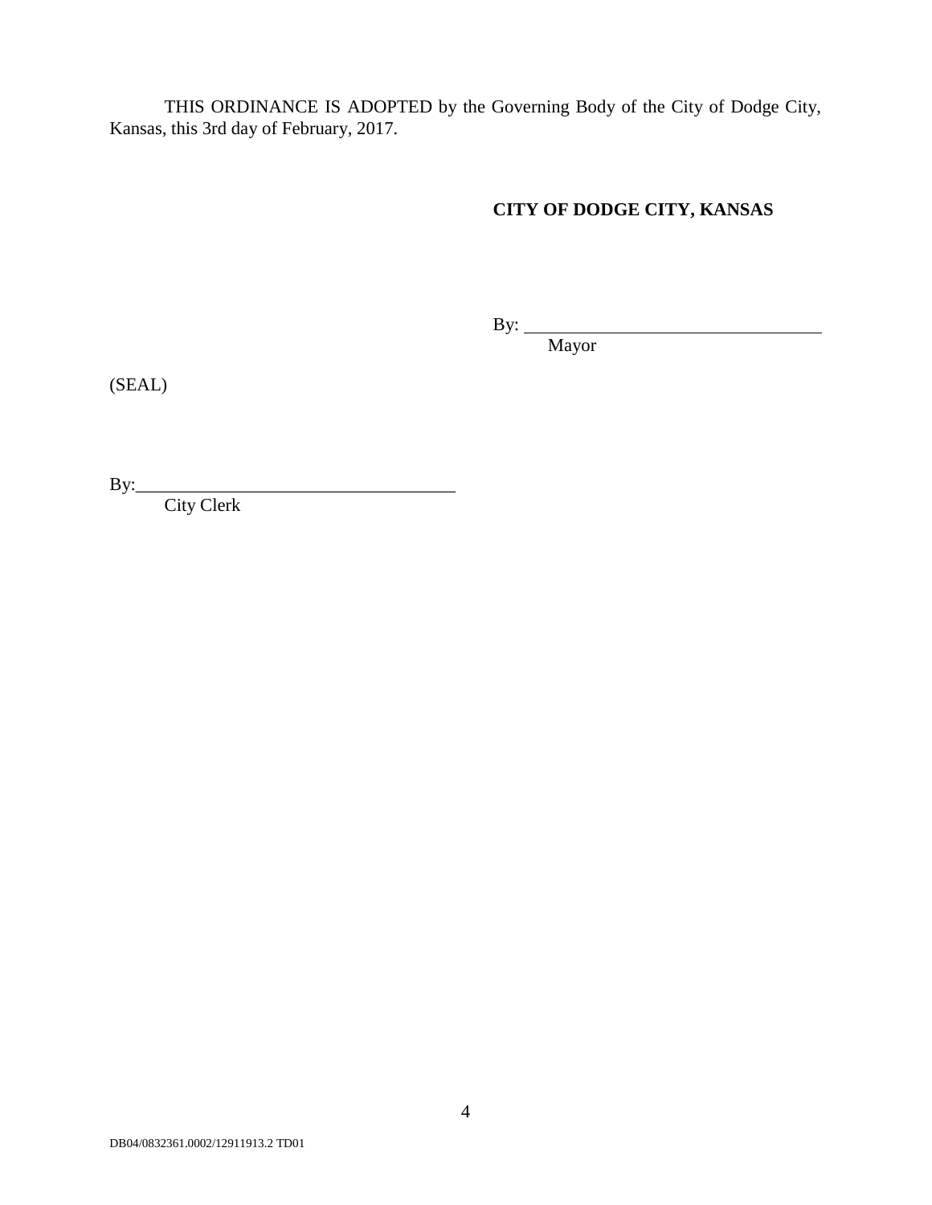THIS ORDINANCE IS ADOPTED by the Governing Body of the City of Dodge City, Kansas, this 3rd day of February, 2017.

**CITY OF DODGE CITY, KANSAS**

By: ___________________________________
Mayor

(SEAL)

By:___________________________________
City Clerk

DB04/0832361.0002/12911913.2 TD01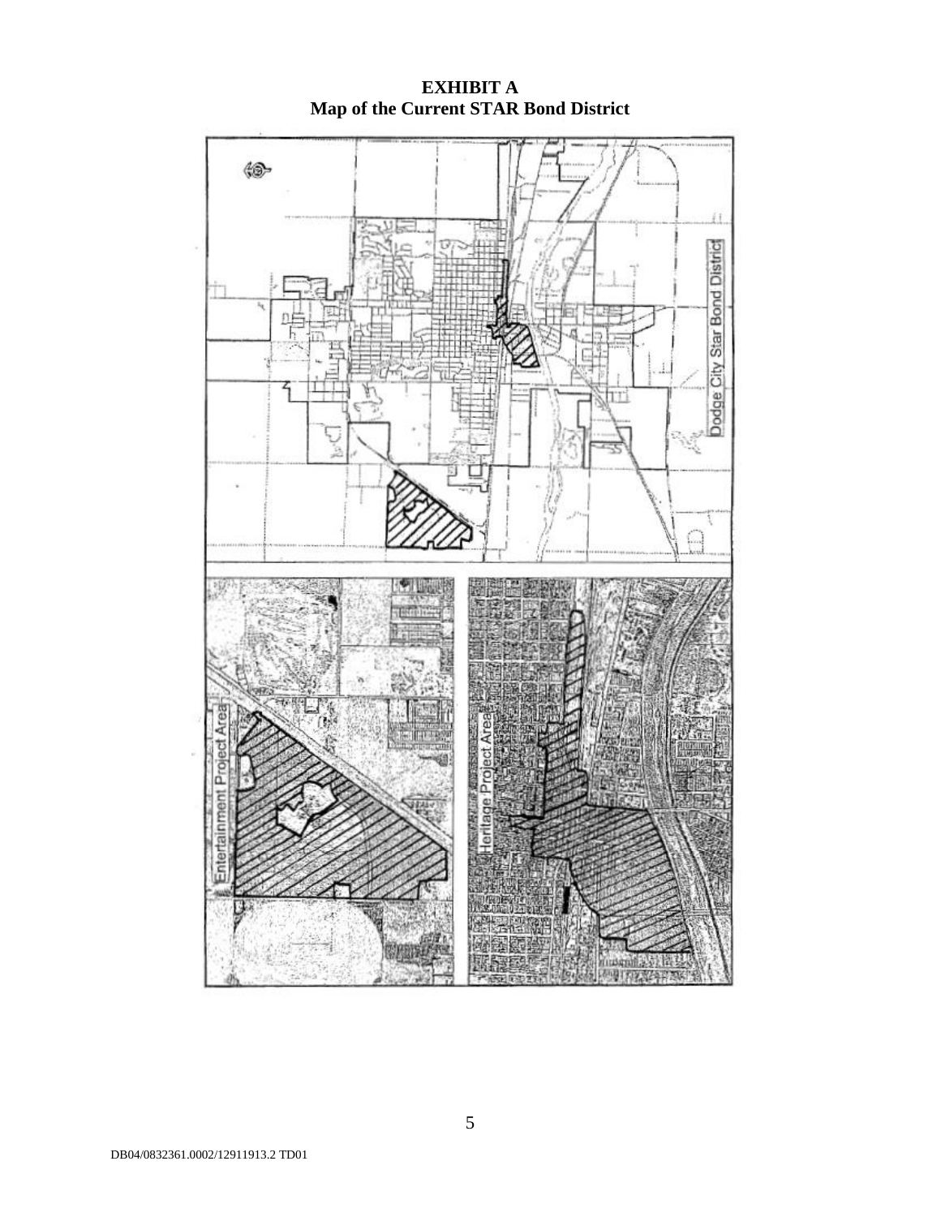**EXHIBIT A**
**Map of the Current STAR Bond District**

Dodge City Star Bond District

Entertainment Project Area

Heritage Project Area

DB04/0832361.0002/12911913.2 TD01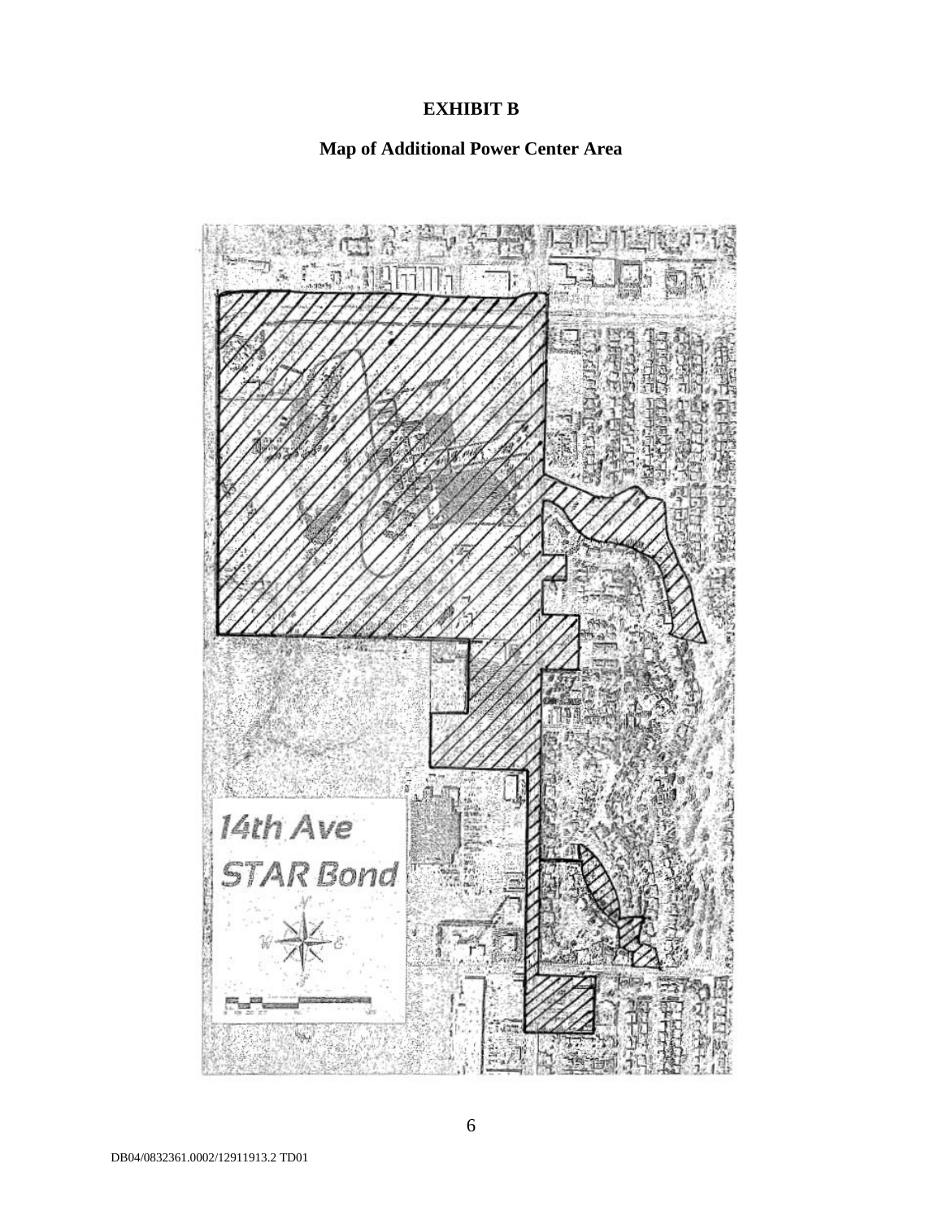# EXHIBIT B

## Map of Additional Power Center Area

14th Ave
STAR Bond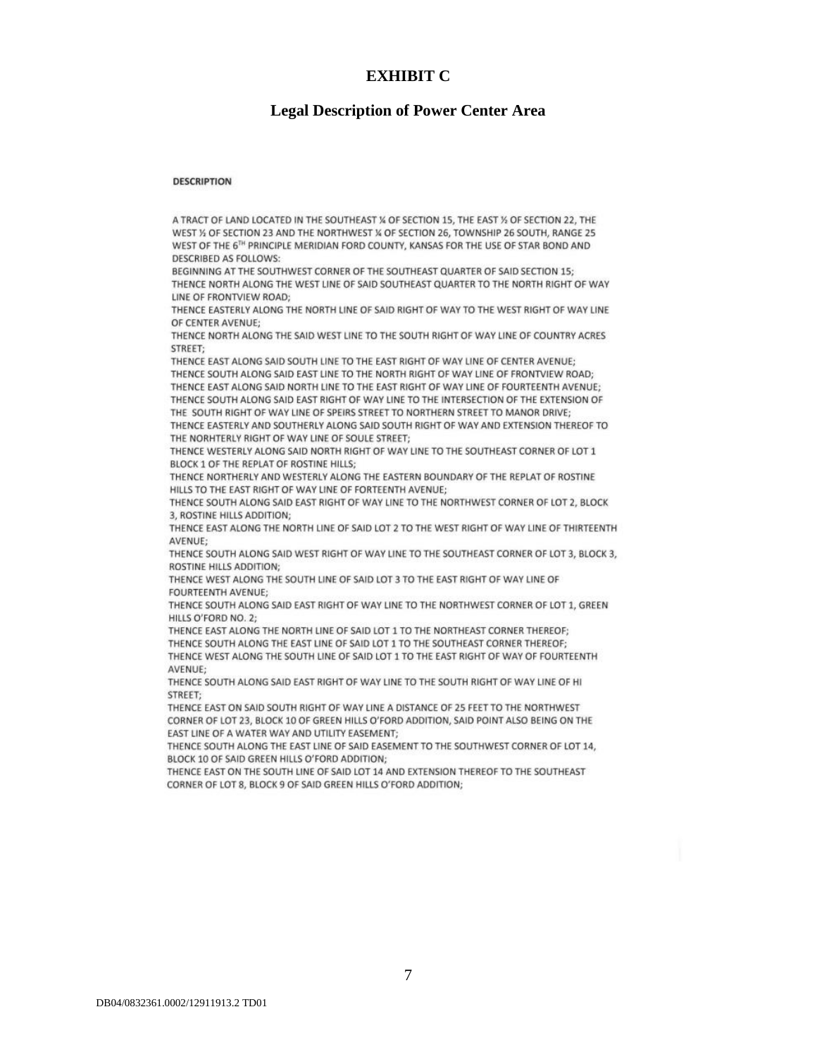# EXHIBIT C

## Legal Description of Power Center Area

**DESCRIPTION**

A TRACT OF LAND LOCATED IN THE SOUTHEAST ¼ OF SECTION 15, THE EAST ½ OF SECTION 22, THE WEST ½ OF SECTION 23 AND THE NORTHWEST ¼ OF SECTION 26, TOWNSHIP 26 SOUTH, RANGE 25 WEST OF THE 6TH PRINCIPLE MERIDIAN FORD COUNTY, KANSAS FOR THE USE OF STAR BOND AND DESCRIBED AS FOLLOWS:

BEGINNING AT THE SOUTHWEST CORNER OF THE SOUTHEAST QUARTER OF SAID SECTION 15;

THENCE NORTH ALONG THE WEST LINE OF SAID SOUTHEAST QUARTER TO THE NORTH RIGHT OF WAY LINE OF FRONTVIEW ROAD;

THENCE EASTERLY ALONG THE NORTH LINE OF SAID RIGHT OF WAY TO THE WEST RIGHT OF WAY LINE OF CENTER AVENUE;

THENCE NORTH ALONG THE SAID WEST LINE TO THE SOUTH RIGHT OF WAY LINE OF COUNTRY ACRES STREET;

THENCE EAST ALONG SAID SOUTH LINE TO THE EAST RIGHT OF WAY LINE OF CENTER AVENUE;

THENCE SOUTH ALONG SAID EAST LINE TO THE NORTH RIGHT OF WAY LINE OF FRONTVIEW ROAD;

THENCE EAST ALONG SAID NORTH LINE TO THE EAST RIGHT OF WAY LINE OF FOURTEENTH AVENUE;

THENCE SOUTH ALONG SAID EAST RIGHT OF WAY LINE TO THE INTERSECTION OF THE EXTENSION OF THE SOUTH RIGHT OF WAY LINE OF SPEIRS STREET TO NORTHERN STREET TO MANOR DRIVE;

THENCE EASTERLY AND SOUTHERLY ALONG SAID SOUTH RIGHT OF WAY AND EXTENSION THEREOF TO THE NORHTERLY RIGHT OF WAY LINE OF SOULE STREET;

THENCE WESTERLY ALONG SAID NORTH RIGHT OF WAY LINE TO THE SOUTHEAST CORNER OF LOT 1 BLOCK 1 OF THE REPLAT OF ROSTINE HILLS;

THENCE NORTHERLY AND WESTERLY ALONG THE EASTERN BOUNDARY OF THE REPLAT OF ROSTINE HILLS TO THE EAST RIGHT OF WAY LINE OF FORTEENTH AVENUE;

THENCE SOUTH ALONG SAID EAST RIGHT OF WAY LINE TO THE NORTHWEST CORNER OF LOT 2, BLOCK 3, ROSTINE HILLS ADDITION;

THENCE EAST ALONG THE NORTH LINE OF SAID LOT 2 TO THE WEST RIGHT OF WAY LINE OF THIRTEENTH AVENUE;

THENCE SOUTH ALONG SAID WEST RIGHT OF WAY LINE TO THE SOUTHEAST CORNER OF LOT 3, BLOCK 3, ROSTINE HILLS ADDITION;

THENCE WEST ALONG THE SOUTH LINE OF SAID LOT 3 TO THE EAST RIGHT OF WAY LINE OF FOURTEENTH AVENUE;

THENCE SOUTH ALONG SAID EAST RIGHT OF WAY LINE TO THE NORTHWEST CORNER OF LOT 1, GREEN HILLS O'FORD NO. 2;

THENCE EAST ALONG THE NORTH LINE OF SAID LOT 1 TO THE NORTHEAST CORNER THEREOF;

THENCE SOUTH ALONG THE EAST LINE OF SAID LOT 1 TO THE SOUTHEAST CORNER THEREOF;

THENCE WEST ALONG THE SOUTH LINE OF SAID LOT 1 TO THE EAST RIGHT OF WAY OF FOURTEENTH AVENUE;

THENCE SOUTH ALONG SAID EAST RIGHT OF WAY LINE TO THE SOUTH RIGHT OF WAY LINE OF HI STREET;

THENCE EAST ON SAID SOUTH RIGHT OF WAY LINE A DISTANCE OF 25 FEET TO THE NORTHWEST CORNER OF LOT 23, BLOCK 10 OF GREEN HILLS O'FORD ADDITION, SAID POINT ALSO BEING ON THE EAST LINE OF A WATER WAY AND UTILITY EASEMENT;

THENCE SOUTH ALONG THE EAST LINE OF SAID EASEMENT TO THE SOUTHWEST CORNER OF LOT 14, BLOCK 10 OF SAID GREEN HILLS O'FORD ADDITION;

THENCE EAST ON THE SOUTH LINE OF SAID LOT 14 AND EXTENSION THEREOF TO THE SOUTHEAST CORNER OF LOT 8, BLOCK 9 OF SAID GREEN HILLS O'FORD ADDITION;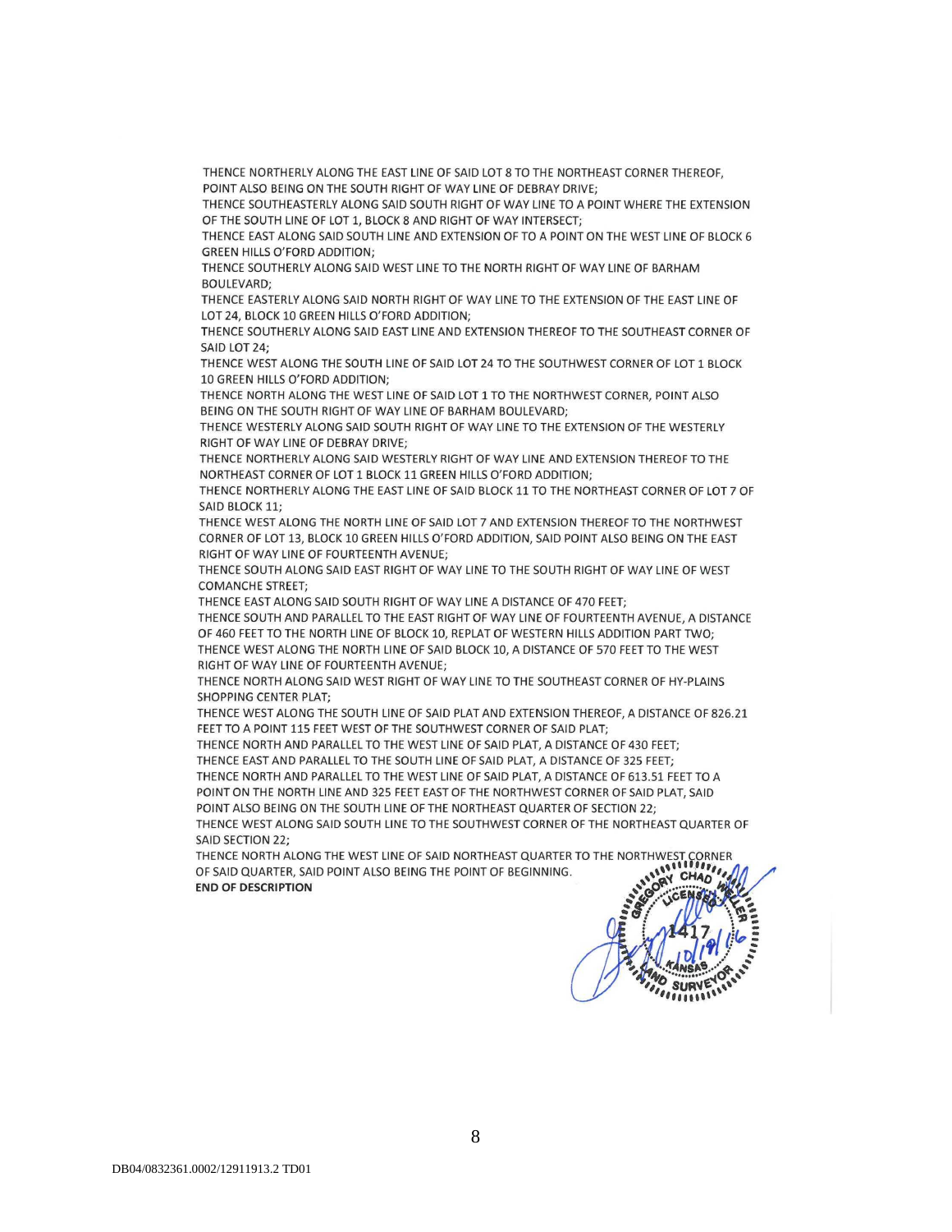THENCE NORTHERLY ALONG THE EAST LINE OF SAID LOT 8 TO THE NORTHEAST CORNER THEREOF, POINT ALSO BEING ON THE SOUTH RIGHT OF WAY LINE OF DEBRAY DRIVE;

THENCE SOUTHEASTERLY ALONG SAID SOUTH RIGHT OF WAY LINE TO A POINT WHERE THE EXTENSION OF THE SOUTH LINE OF LOT 1, BLOCK 8 AND RIGHT OF WAY INTERSECT;

THENCE EAST ALONG SAID SOUTH LINE AND EXTENSION OF TO A POINT ON THE WEST LINE OF BLOCK 6 GREEN HILLS O'FORD ADDITION;

THENCE SOUTHERLY ALONG SAID WEST LINE TO THE NORTH RIGHT OF WAY LINE OF BARHAM BOULEVARD;

THENCE EASTERLY ALONG SAID NORTH RIGHT OF WAY LINE TO THE EXTENSION OF THE EAST LINE OF LOT 24, BLOCK 10 GREEN HILLS O'FORD ADDITION;

THENCE SOUTHERLY ALONG SAID EAST LINE AND EXTENSION THEREOF TO THE SOUTHEAST CORNER OF SAID LOT 24;

THENCE WEST ALONG THE SOUTH LINE OF SAID LOT 24 TO THE SOUTHWEST CORNER OF LOT 1 BLOCK 10 GREEN HILLS O'FORD ADDITION;

THENCE NORTH ALONG THE WEST LINE OF SAID LOT 1 TO THE NORTHWEST CORNER, POINT ALSO BEING ON THE SOUTH RIGHT OF WAY LINE OF BARHAM BOULEVARD;

THENCE WESTERLY ALONG SAID SOUTH RIGHT OF WAY LINE TO THE EXTENSION OF THE WESTERLY RIGHT OF WAY LINE OF DEBRAY DRIVE;

THENCE NORTHERLY ALONG SAID WESTERLY RIGHT OF WAY LINE AND EXTENSION THEREOF TO THE NORTHEAST CORNER OF LOT 1 BLOCK 11 GREEN HILLS O'FORD ADDITION;

THENCE NORTHERLY ALONG THE EAST LINE OF SAID BLOCK 11 TO THE NORTHEAST CORNER OF LOT 7 OF SAID BLOCK 11;

THENCE WEST ALONG THE NORTH LINE OF SAID LOT 7 AND EXTENSION THEREOF TO THE NORTHWEST CORNER OF LOT 13, BLOCK 10 GREEN HILLS O'FORD ADDITION, SAID POINT ALSO BEING ON THE EAST RIGHT OF WAY LINE OF FOURTEENTH AVENUE;

THENCE SOUTH ALONG SAID EAST RIGHT OF WAY LINE TO THE SOUTH RIGHT OF WAY LINE OF WEST COMANCHE STREET;

THENCE EAST ALONG SAID SOUTH RIGHT OF WAY LINE A DISTANCE OF 470 FEET;

THENCE SOUTH AND PARALLEL TO THE EAST RIGHT OF WAY LINE OF FOURTEENTH AVENUE, A DISTANCE OF 460 FEET TO THE NORTH LINE OF BLOCK 10, REPLAT OF WESTERN HILLS ADDITION PART TWO;

THENCE WEST ALONG THE NORTH LINE OF SAID BLOCK 10, A DISTANCE OF 570 FEET TO THE WEST RIGHT OF WAY LINE OF FOURTEENTH AVENUE;

THENCE NORTH ALONG SAID WEST RIGHT OF WAY LINE TO THE SOUTHEAST CORNER OF HY-PLAINS SHOPPING CENTER PLAT;

THENCE WEST ALONG THE SOUTH LINE OF SAID PLAT AND EXTENSION THEREOF, A DISTANCE OF 826.21 FEET TO A POINT 115 FEET WEST OF THE SOUTHWEST CORNER OF SAID PLAT;

THENCE NORTH AND PARALLEL TO THE WEST LINE OF SAID PLAT, A DISTANCE OF 430 FEET;

THENCE EAST AND PARALLEL TO THE SOUTH LINE OF SAID PLAT, A DISTANCE OF 325 FEET;

THENCE NORTH AND PARALLEL TO THE WEST LINE OF SAID PLAT, A DISTANCE OF 613.51 FEET TO A POINT ON THE NORTH LINE AND 325 FEET EAST OF THE NORTHWEST CORNER OF SAID PLAT, SAID POINT ALSO BEING ON THE SOUTH LINE OF THE NORTHEAST QUARTER OF SECTION 22;

THENCE WEST ALONG SAID SOUTH LINE TO THE SOUTHWEST CORNER OF THE NORTHEAST QUARTER OF SAID SECTION 22;

THENCE NORTH ALONG THE WEST LINE OF SAID NORTHEAST QUARTER TO THE NORTHWEST CORNER OF SAID QUARTER, SAID POINT ALSO BEING THE POINT OF BEGINNING.

**END OF DESCRIPTION**

GREGORY CHAD WELLER
LICENSED
1417
10/19/16
KANSAS
LAND SURVEYOR

DB04/0832361.0002/12911913.2 TD01